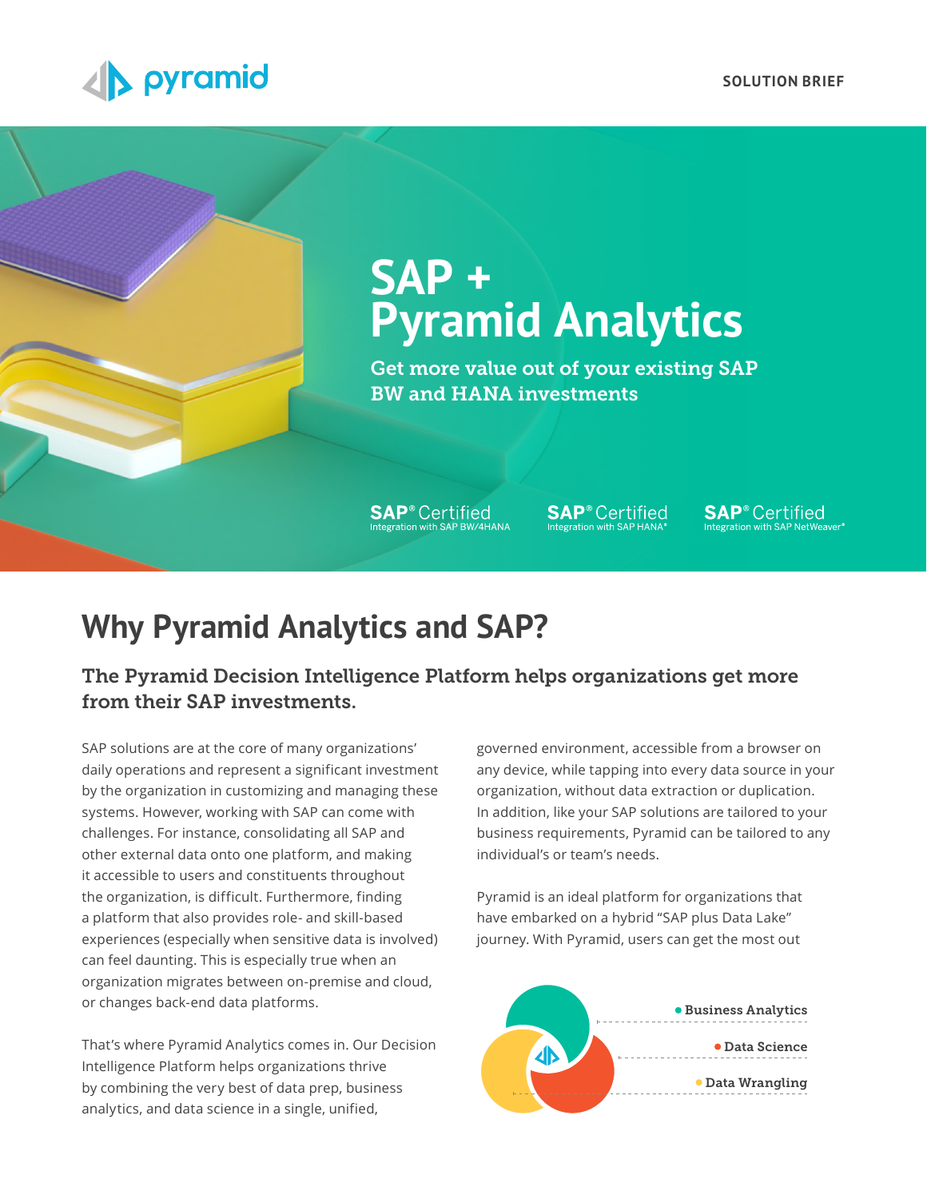SOLUTION BRIEF

# SAP + Pyramid Analytics

Get more value out of your existing SAP BW and HANA investments

SAP® Certified Integration with SAP BW/4HANA

SAP® Certified Integration with SAP HANA®

SAP® Certified Integration with SAP NetWeaver®

## Why Pyramid Analytics and SAP?

### The Pyramid Decision Intelligence Platform helps organizations get more from their SAP investments.

SAP solutions are at the core of many organizations' daily operations and represent a significant investment by the organization in customizing and managing these systems. However, working with SAP can come with challenges. For instance, consolidating all SAP and other external data onto one platform, and making it accessible to users and constituents throughout the organization, is difficult. Furthermore, finding a platform that also provides role- and skill-based experiences (especially when sensitive data is involved) can feel daunting. This is especially true when an organization migrates between on-premise and cloud, or changes back-end data platforms.

That's where Pyramid Analytics comes in. Our Decision Intelligence Platform helps organizations thrive by combining the very best of data prep, business analytics, and data science in a single, unified, governed environment, accessible from a browser on any device, while tapping into every data source in your organization, without data extraction or duplication. In addition, like your SAP solutions are tailored to your business requirements, Pyramid can be tailored to any individual's or team's needs.

Pyramid is an ideal platform for organizations that have embarked on a hybrid "SAP plus Data Lake" journey. With Pyramid, users can get the most out

- Business Analytics
- Data Science
- Data Wrangling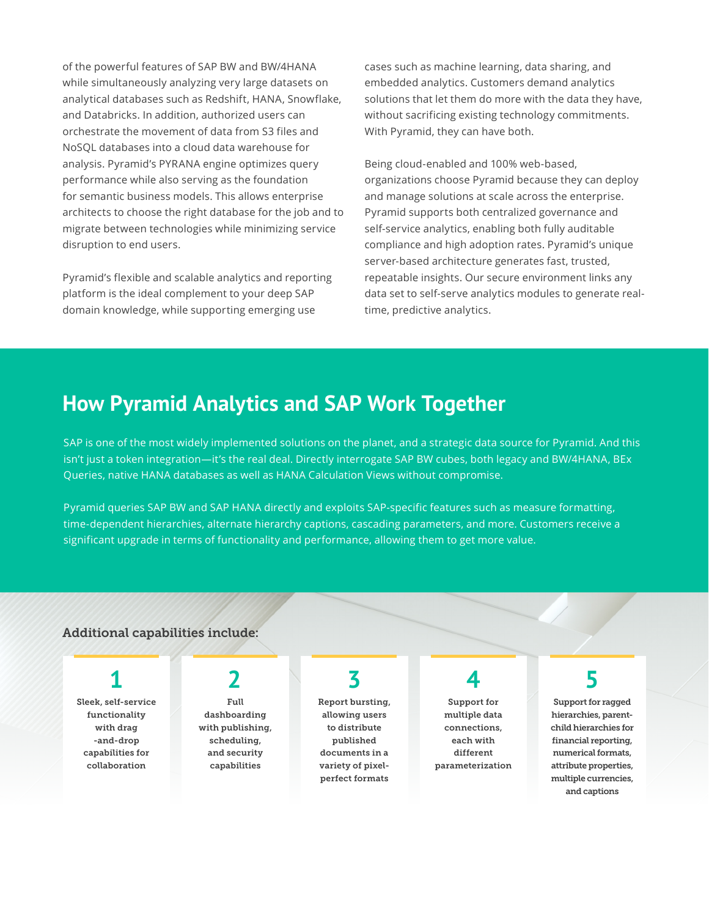of the powerful features of SAP BW and BW/4HANA while simultaneously analyzing very large datasets on analytical databases such as Redshift, HANA, Snowflake, and Databricks. In addition, authorized users can orchestrate the movement of data from S3 files and NoSQL databases into a cloud data warehouse for analysis. Pyramid's PYRANA engine optimizes query performance while also serving as the foundation for semantic business models. This allows enterprise architects to choose the right database for the job and to migrate between technologies while minimizing service disruption to end users.

Pyramid's flexible and scalable analytics and reporting platform is the ideal complement to your deep SAP domain knowledge, while supporting emerging use cases such as machine learning, data sharing, and embedded analytics. Customers demand analytics solutions that let them do more with the data they have, without sacrificing existing technology commitments. With Pyramid, they can have both.

Being cloud-enabled and 100% web-based, organizations choose Pyramid because they can deploy and manage solutions at scale across the enterprise. Pyramid supports both centralized governance and self-service analytics, enabling both fully auditable compliance and high adoption rates. Pyramid's unique server-based architecture generates fast, trusted, repeatable insights. Our secure environment links any data set to self-serve analytics modules to generate real-time, predictive analytics.

## How Pyramid Analytics and SAP Work Together

SAP is one of the most widely implemented solutions on the planet, and a strategic data source for Pyramid. And this isn't just a token integration—it's the real deal. Directly interrogate SAP BW cubes, both legacy and BW/4HANA, BEx Queries, native HANA databases as well as HANA Calculation Views without compromise.

Pyramid queries SAP BW and SAP HANA directly and exploits SAP-specific features such as measure formatting, time-dependent hierarchies, alternate hierarchy captions, cascading parameters, and more. Customers receive a significant upgrade in terms of functionality and performance, allowing them to get more value.

### Additional capabilities include:

1. Sleek, self-service functionality with drag-and-drop capabilities for collaboration
2. Full dashboarding with publishing, scheduling, and security capabilities
3. Report bursting, allowing users to distribute published documents in a variety of pixel-perfect formats
4. Support for multiple data connections, each with different parameterization
5. Support for ragged hierarchies, parent-child hierarchies for financial reporting, numerical formats, attribute properties, multiple currencies, and captions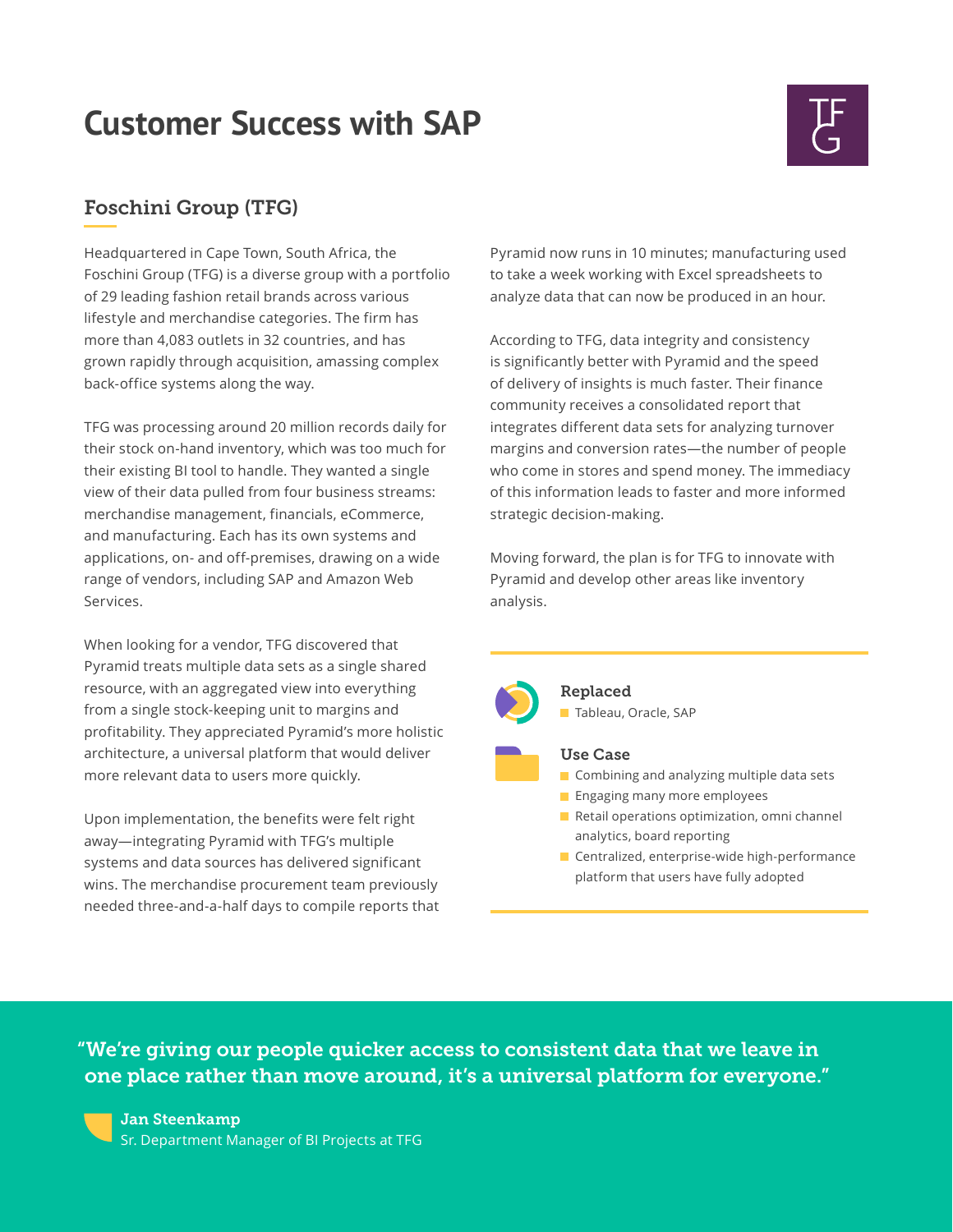# Customer Success with SAP

## Foschini Group (TFG)

Headquartered in Cape Town, South Africa, the Foschini Group (TFG) is a diverse group with a portfolio of 29 leading fashion retail brands across various lifestyle and merchandise categories. The firm has more than 4,083 outlets in 32 countries, and has grown rapidly through acquisition, amassing complex back-office systems along the way.

TFG was processing around 20 million records daily for their stock on-hand inventory, which was too much for their existing BI tool to handle. They wanted a single view of their data pulled from four business streams: merchandise management, financials, eCommerce, and manufacturing. Each has its own systems and applications, on- and off-premises, drawing on a wide range of vendors, including SAP and Amazon Web Services.

When looking for a vendor, TFG discovered that Pyramid treats multiple data sets as a single shared resource, with an aggregated view into everything from a single stock-keeping unit to margins and profitability. They appreciated Pyramid's more holistic architecture, a universal platform that would deliver more relevant data to users more quickly.

Upon implementation, the benefits were felt right away—integrating Pyramid with TFG's multiple systems and data sources has delivered significant wins. The merchandise procurement team previously needed three-and-a-half days to compile reports that Pyramid now runs in 10 minutes; manufacturing used to take a week working with Excel spreadsheets to analyze data that can now be produced in an hour.

According to TFG, data integrity and consistency is significantly better with Pyramid and the speed of delivery of insights is much faster. Their finance community receives a consolidated report that integrates different data sets for analyzing turnover margins and conversion rates—the number of people who come in stores and spend money. The immediacy of this information leads to faster and more informed strategic decision-making.

Moving forward, the plan is for TFG to innovate with Pyramid and develop other areas like inventory analysis.

### Replaced

- Tableau, Oracle, SAP

### Use Case

- Combining and analyzing multiple data sets
- Engaging many more employees
- Retail operations optimization, omni channel analytics, board reporting
- Centralized, enterprise-wide high-performance platform that users have fully adopted

"We're giving our people quicker access to consistent data that we leave in one place rather than move around, it's a universal platform for everyone."

**Jan Steenkamp**
Sr. Department Manager of BI Projects at TFG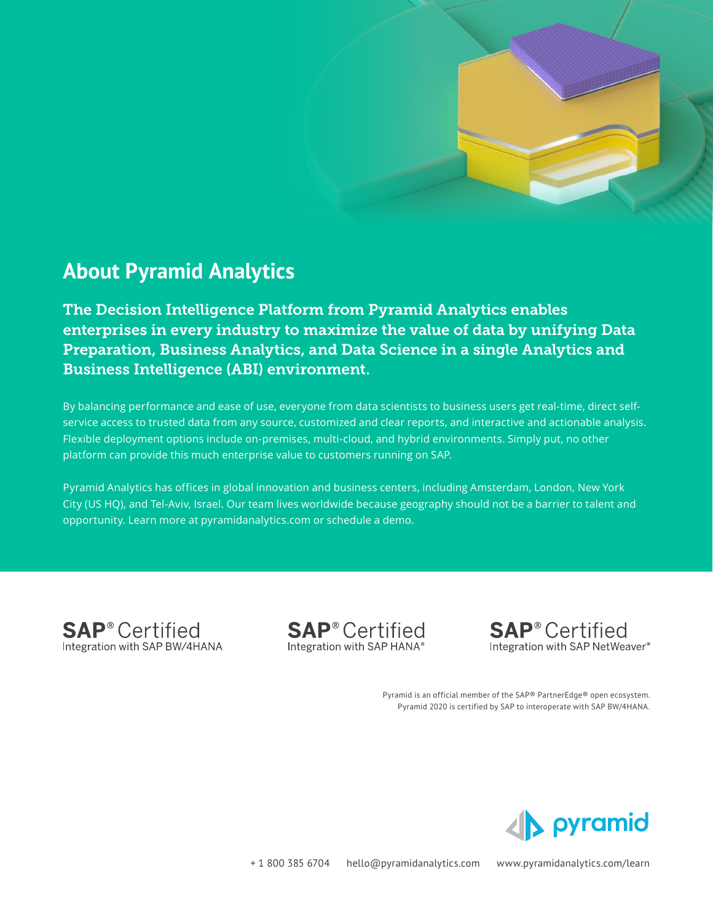## About Pyramid Analytics

**The Decision Intelligence Platform from Pyramid Analytics enables enterprises in every industry to maximize the value of data by unifying Data Preparation, Business Analytics, and Data Science in a single Analytics and Business Intelligence (ABI) environment.**

By balancing performance and ease of use, everyone from data scientists to business users get real-time, direct self-service access to trusted data from any source, customized and clear reports, and interactive and actionable analysis. Flexible deployment options include on-premises, multi-cloud, and hybrid environments. Simply put, no other platform can provide this much enterprise value to customers running on SAP.

Pyramid Analytics has offices in global innovation and business centers, including Amsterdam, London, New York City (US HQ), and Tel-Aviv, Israel. Our team lives worldwide because geography should not be a barrier to talent and opportunity. Learn more at pyramidanalytics.com or schedule a demo.

**SAP® Certified**
Integration with SAP BW/4HANA

**SAP® Certified**
Integration with SAP HANA®

**SAP® Certified**
Integration with SAP NetWeaver®

Pyramid is an official member of the SAP® PartnerEdge® open ecosystem.
Pyramid 2020 is certified by SAP to interoperate with SAP BW/4HANA.

pyramid

+ 1 800 385 6704 hello@pyramidanalytics.com www.pyramidanalytics.com/learn